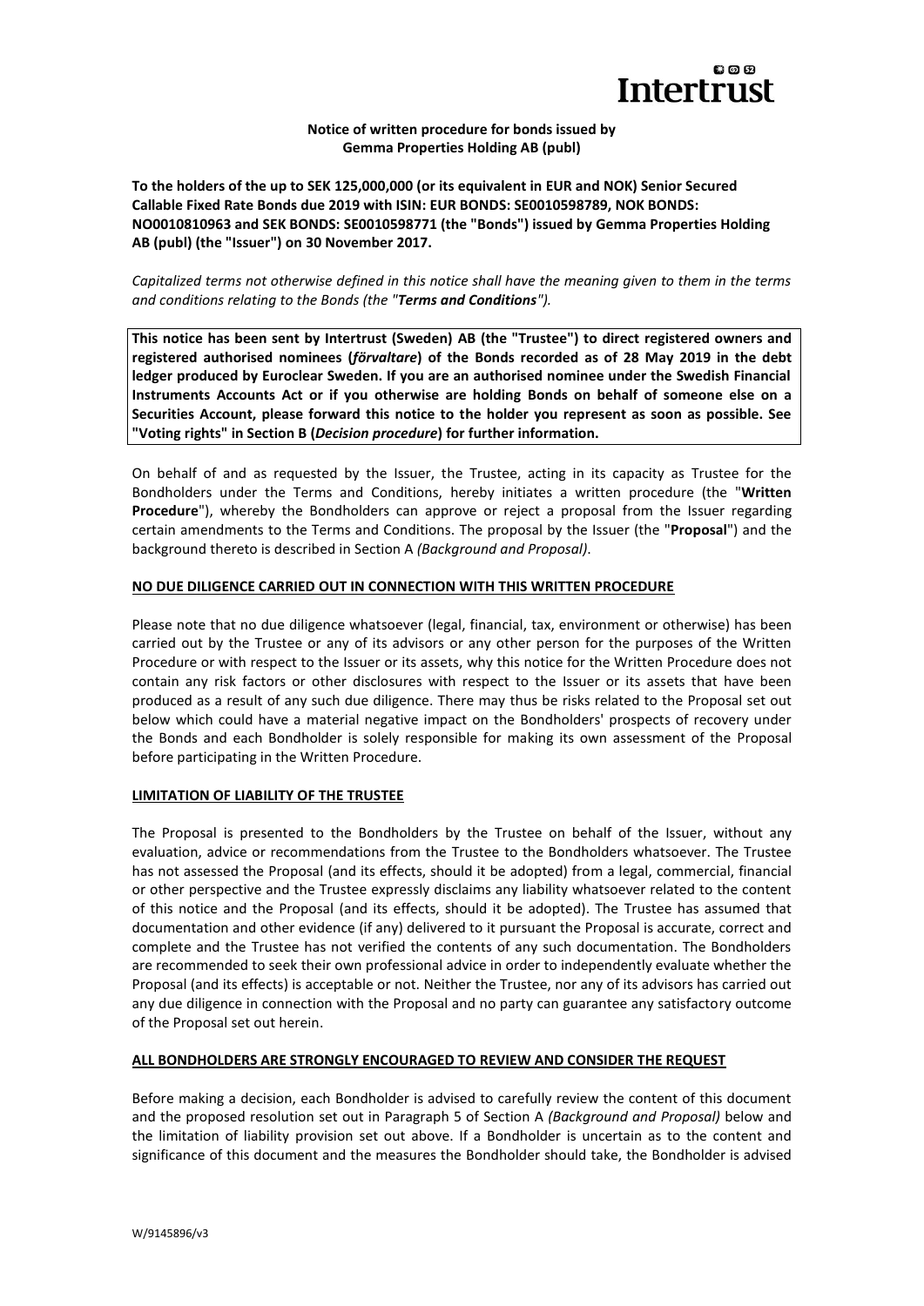**Notice of written procedure for bonds issued by Gemma Properties Holding AB (publ)**

**To the holders of the up to SEK 125,000,000 (or its equivalent in EUR and NOK) Senior Secured Callable Fixed Rate Bonds due 2019 with ISIN: EUR BONDS: SE0010598789, NOK BONDS: NO0010810963 and SEK BONDS: SE0010598771 (the "Bonds") issued by Gemma Properties Holding AB (publ) (the "Issuer") on 30 November 2017.**

*Capitalized terms not otherwise defined in this notice shall have the meaning given to them in the terms and conditions relating to the Bonds (the "**Terms and Conditions**").*

**This notice has been sent by Intertrust (Sweden) AB (the "Trustee") to direct registered owners and registered authorised nominees (*förvaltare*) of the Bonds recorded as of 28 May 2019 in the debt ledger produced by Euroclear Sweden. If you are an authorised nominee under the Swedish Financial Instruments Accounts Act or if you otherwise are holding Bonds on behalf of someone else on a Securities Account, please forward this notice to the holder you represent as soon as possible. See "Voting rights" in Section B (*Decision procedure*) for further information.**

On behalf of and as requested by the Issuer, the Trustee, acting in its capacity as Trustee for the Bondholders under the Terms and Conditions, hereby initiates a written procedure (the "**Written Procedure**"), whereby the Bondholders can approve or reject a proposal from the Issuer regarding certain amendments to the Terms and Conditions. The proposal by the Issuer (the "**Proposal**") and the background thereto is described in Section A *(Background and Proposal)*.

**NO DUE DILIGENCE CARRIED OUT IN CONNECTION WITH THIS WRITTEN PROCEDURE**

Please note that no due diligence whatsoever (legal, financial, tax, environment or otherwise) has been carried out by the Trustee or any of its advisors or any other person for the purposes of the Written Procedure or with respect to the Issuer or its assets, why this notice for the Written Procedure does not contain any risk factors or other disclosures with respect to the Issuer or its assets that have been produced as a result of any such due diligence. There may thus be risks related to the Proposal set out below which could have a material negative impact on the Bondholders' prospects of recovery under the Bonds and each Bondholder is solely responsible for making its own assessment of the Proposal before participating in the Written Procedure.

**LIMITATION OF LIABILITY OF THE TRUSTEE**

The Proposal is presented to the Bondholders by the Trustee on behalf of the Issuer, without any evaluation, advice or recommendations from the Trustee to the Bondholders whatsoever. The Trustee has not assessed the Proposal (and its effects, should it be adopted) from a legal, commercial, financial or other perspective and the Trustee expressly disclaims any liability whatsoever related to the content of this notice and the Proposal (and its effects, should it be adopted). The Trustee has assumed that documentation and other evidence (if any) delivered to it pursuant the Proposal is accurate, correct and complete and the Trustee has not verified the contents of any such documentation. The Bondholders are recommended to seek their own professional advice in order to independently evaluate whether the Proposal (and its effects) is acceptable or not. Neither the Trustee, nor any of its advisors has carried out any due diligence in connection with the Proposal and no party can guarantee any satisfactory outcome of the Proposal set out herein.

**ALL BONDHOLDERS ARE STRONGLY ENCOURAGED TO REVIEW AND CONSIDER THE REQUEST**

Before making a decision, each Bondholder is advised to carefully review the content of this document and the proposed resolution set out in Paragraph 5 of Section A *(Background and Proposal)* below and the limitation of liability provision set out above. If a Bondholder is uncertain as to the content and significance of this document and the measures the Bondholder should take, the Bondholder is advised

W/9145896/v3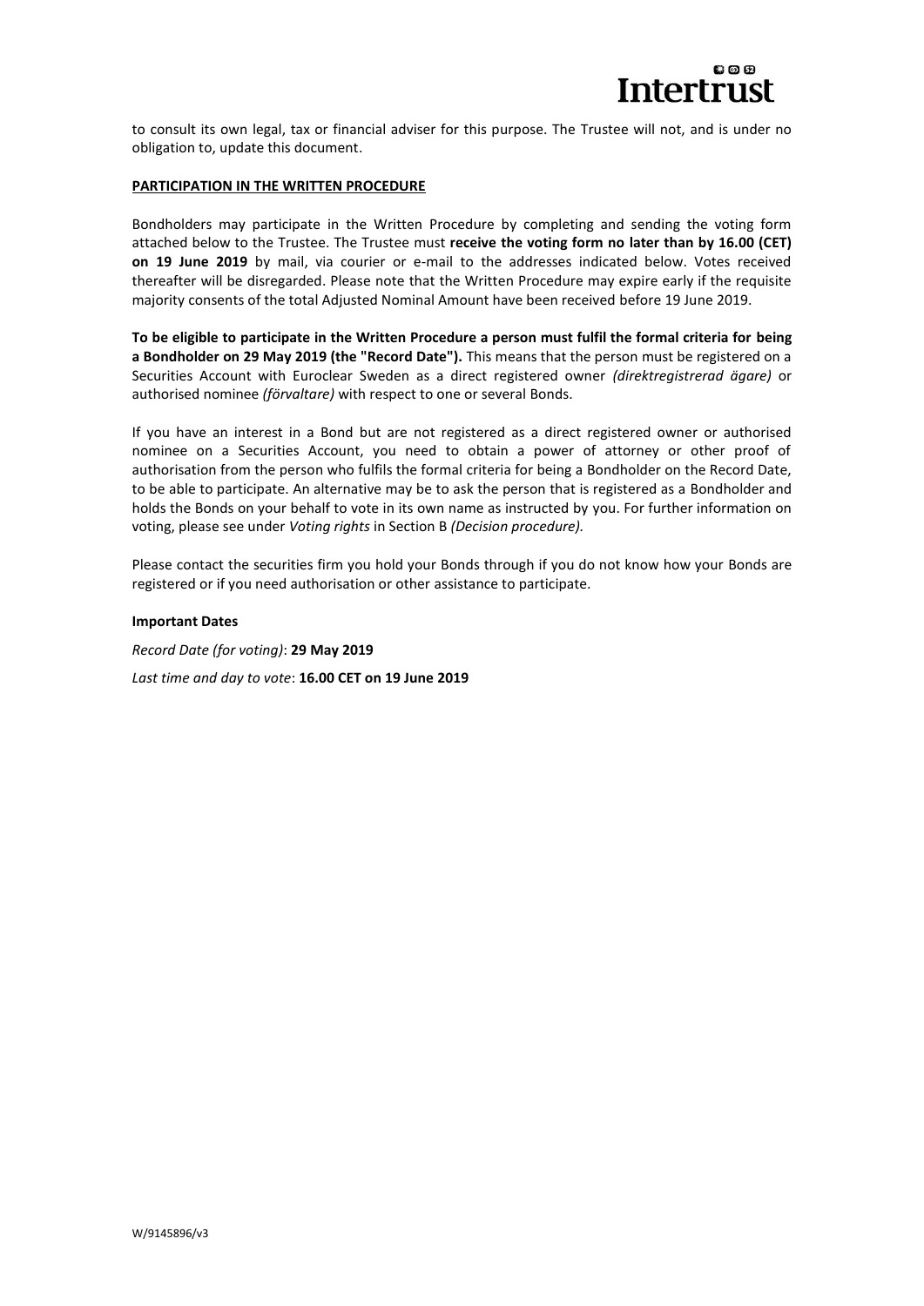to consult its own legal, tax or financial adviser for this purpose. The Trustee will not, and is under no obligation to, update this document.

**PARTICIPATION IN THE WRITTEN PROCEDURE**

Bondholders may participate in the Written Procedure by completing and sending the voting form attached below to the Trustee. The Trustee must **receive the voting form no later than by 16.00 (CET) on 19 June 2019** by mail, via courier or e-mail to the addresses indicated below. Votes received thereafter will be disregarded. Please note that the Written Procedure may expire early if the requisite majority consents of the total Adjusted Nominal Amount have been received before 19 June 2019.

**To be eligible to participate in the Written Procedure a person must fulfil the formal criteria for being a Bondholder on 29 May 2019 (the "Record Date").** This means that the person must be registered on a Securities Account with Euroclear Sweden as a direct registered owner *(direktregistrerad ägare)* or authorised nominee *(förvaltare)* with respect to one or several Bonds.

If you have an interest in a Bond but are not registered as a direct registered owner or authorised nominee on a Securities Account, you need to obtain a power of attorney or other proof of authorisation from the person who fulfils the formal criteria for being a Bondholder on the Record Date, to be able to participate. An alternative may be to ask the person that is registered as a Bondholder and holds the Bonds on your behalf to vote in its own name as instructed by you. For further information on voting, please see under *Voting rights* in Section B *(Decision procedure).*

Please contact the securities firm you hold your Bonds through if you do not know how your Bonds are registered or if you need authorisation or other assistance to participate.

**Important Dates**

*Record Date (for voting)*: **29 May 2019**

*Last time and day to vote*: **16.00 CET on 19 June 2019**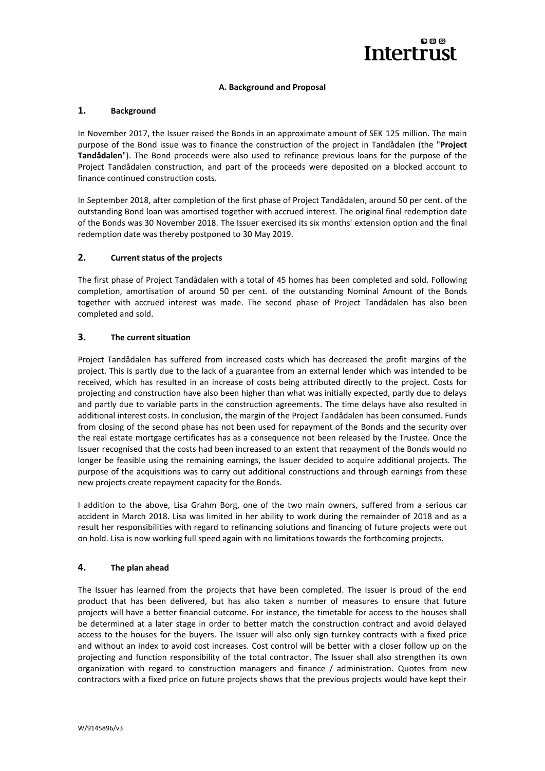### A. Background and Proposal

## 1. Background

In November 2017, the Issuer raised the Bonds in an approximate amount of SEK 125 million. The main purpose of the Bond issue was to finance the construction of the project in Tandådalen (the "**Project Tandådalen**"). The Bond proceeds were also used to refinance previous loans for the purpose of the Project Tandådalen construction, and part of the proceeds were deposited on a blocked account to finance continued construction costs.

In September 2018, after completion of the first phase of Project Tandådalen, around 50 per cent. of the outstanding Bond loan was amortised together with accrued interest. The original final redemption date of the Bonds was 30 November 2018. The Issuer exercised its six months' extension option and the final redemption date was thereby postponed to 30 May 2019.

## 2. Current status of the projects

The first phase of Project Tandådalen with a total of 45 homes has been completed and sold. Following completion, amortisation of around 50 per cent. of the outstanding Nominal Amount of the Bonds together with accrued interest was made. The second phase of Project Tandådalen has also been completed and sold.

## 3. The current situation

Project Tandådalen has suffered from increased costs which has decreased the profit margins of the project. This is partly due to the lack of a guarantee from an external lender which was intended to be received, which has resulted in an increase of costs being attributed directly to the project. Costs for projecting and construction have also been higher than what was initially expected, partly due to delays and partly due to variable parts in the construction agreements. The time delays have also resulted in additional interest costs. In conclusion, the margin of the Project Tandådalen has been consumed. Funds from closing of the second phase has not been used for repayment of the Bonds and the security over the real estate mortgage certificates has as a consequence not been released by the Trustee. Once the Issuer recognised that the costs had been increased to an extent that repayment of the Bonds would no longer be feasible using the remaining earnings, the Issuer decided to acquire additional projects. The purpose of the acquisitions was to carry out additional constructions and through earnings from these new projects create repayment capacity for the Bonds.

I addition to the above, Lisa Grahm Borg, one of the two main owners, suffered from a serious car accident in March 2018. Lisa was limited in her ability to work during the remainder of 2018 and as a result her responsibilities with regard to refinancing solutions and financing of future projects were out on hold. Lisa is now working full speed again with no limitations towards the forthcoming projects.

## 4. The plan ahead

The Issuer has learned from the projects that have been completed. The Issuer is proud of the end product that has been delivered, but has also taken a number of measures to ensure that future projects will have a better financial outcome. For instance, the timetable for access to the houses shall be determined at a later stage in order to better match the construction contract and avoid delayed access to the houses for the buyers. The Issuer will also only sign turnkey contracts with a fixed price and without an index to avoid cost increases. Cost control will be better with a closer follow up on the projecting and function responsibility of the total contractor. The Issuer shall also strengthen its own organization with regard to construction managers and finance / administration. Quotes from new contractors with a fixed price on future projects shows that the previous projects would have kept their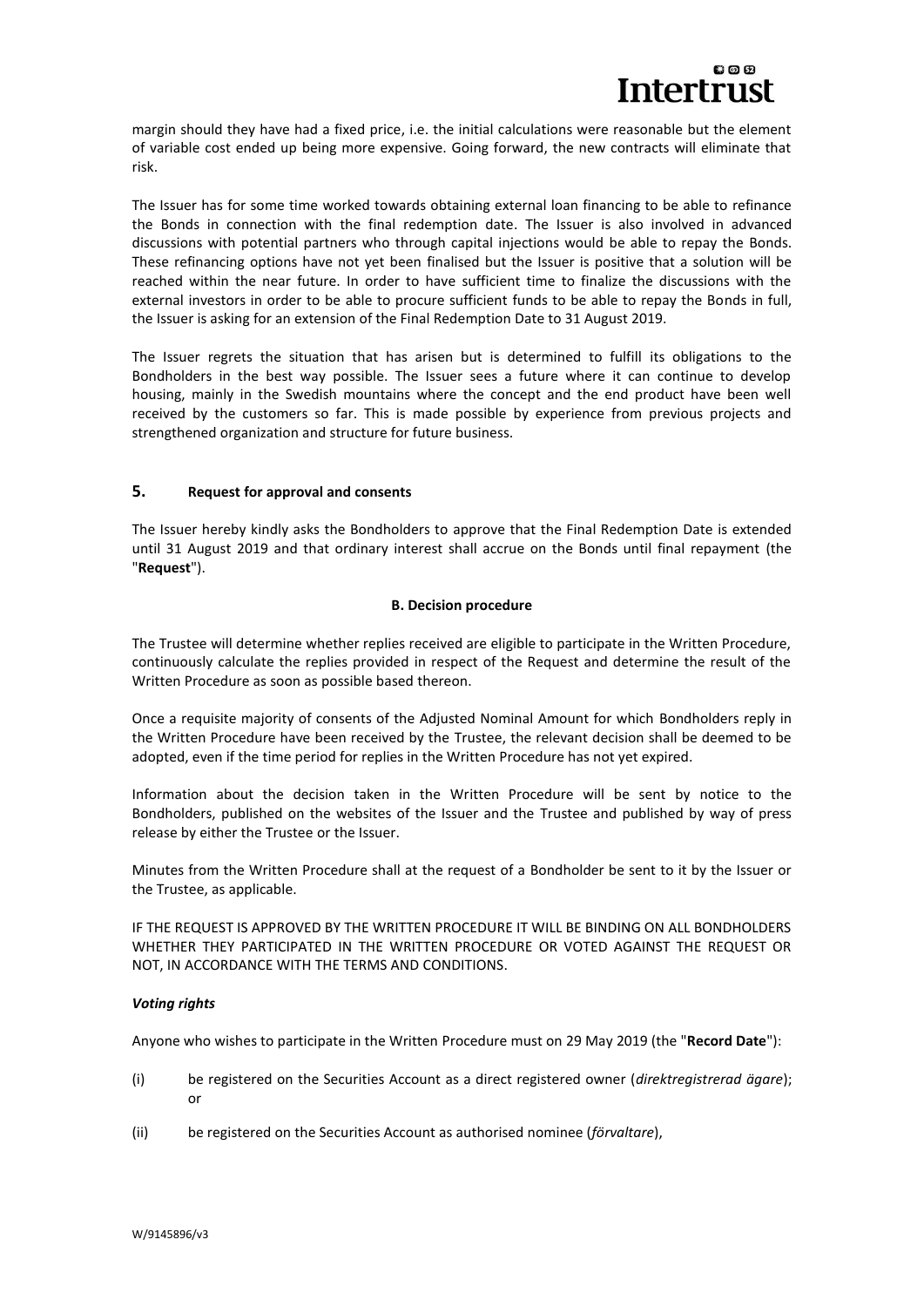margin should they have had a fixed price, i.e. the initial calculations were reasonable but the element of variable cost ended up being more expensive. Going forward, the new contracts will eliminate that risk.

The Issuer has for some time worked towards obtaining external loan financing to be able to refinance the Bonds in connection with the final redemption date. The Issuer is also involved in advanced discussions with potential partners who through capital injections would be able to repay the Bonds. These refinancing options have not yet been finalised but the Issuer is positive that a solution will be reached within the near future. In order to have sufficient time to finalize the discussions with the external investors in order to be able to procure sufficient funds to be able to repay the Bonds in full, the Issuer is asking for an extension of the Final Redemption Date to 31 August 2019.

The Issuer regrets the situation that has arisen but is determined to fulfill its obligations to the Bondholders in the best way possible. The Issuer sees a future where it can continue to develop housing, mainly in the Swedish mountains where the concept and the end product have been well received by the customers so far. This is made possible by experience from previous projects and strengthened organization and structure for future business.

## 5. Request for approval and consents

The Issuer hereby kindly asks the Bondholders to approve that the Final Redemption Date is extended until 31 August 2019 and that ordinary interest shall accrue on the Bonds until final repayment (the "**Request**").

## B. Decision procedure

The Trustee will determine whether replies received are eligible to participate in the Written Procedure, continuously calculate the replies provided in respect of the Request and determine the result of the Written Procedure as soon as possible based thereon.

Once a requisite majority of consents of the Adjusted Nominal Amount for which Bondholders reply in the Written Procedure have been received by the Trustee, the relevant decision shall be deemed to be adopted, even if the time period for replies in the Written Procedure has not yet expired.

Information about the decision taken in the Written Procedure will be sent by notice to the Bondholders, published on the websites of the Issuer and the Trustee and published by way of press release by either the Trustee or the Issuer.

Minutes from the Written Procedure shall at the request of a Bondholder be sent to it by the Issuer or the Trustee, as applicable.

IF THE REQUEST IS APPROVED BY THE WRITTEN PROCEDURE IT WILL BE BINDING ON ALL BONDHOLDERS WHETHER THEY PARTICIPATED IN THE WRITTEN PROCEDURE OR VOTED AGAINST THE REQUEST OR NOT, IN ACCORDANCE WITH THE TERMS AND CONDITIONS.

***Voting rights***

Anyone who wishes to participate in the Written Procedure must on 29 May 2019 (the "**Record Date**"):

(i) be registered on the Securities Account as a direct registered owner (*direktregistrerad ägare*); or

(ii) be registered on the Securities Account as authorised nominee (*förvaltare*),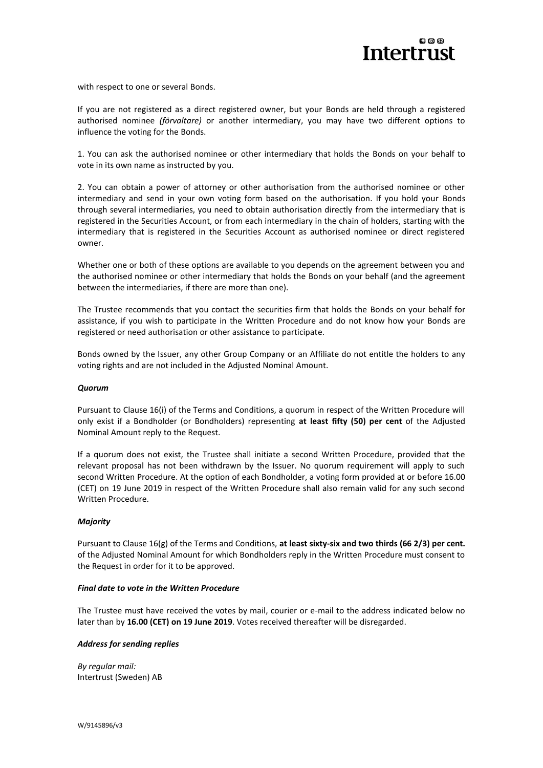with respect to one or several Bonds.

If you are not registered as a direct registered owner, but your Bonds are held through a registered authorised nominee *(förvaltare)* or another intermediary, you may have two different options to influence the voting for the Bonds.

1. You can ask the authorised nominee or other intermediary that holds the Bonds on your behalf to vote in its own name as instructed by you.

2. You can obtain a power of attorney or other authorisation from the authorised nominee or other intermediary and send in your own voting form based on the authorisation. If you hold your Bonds through several intermediaries, you need to obtain authorisation directly from the intermediary that is registered in the Securities Account, or from each intermediary in the chain of holders, starting with the intermediary that is registered in the Securities Account as authorised nominee or direct registered owner.

Whether one or both of these options are available to you depends on the agreement between you and the authorised nominee or other intermediary that holds the Bonds on your behalf (and the agreement between the intermediaries, if there are more than one).

The Trustee recommends that you contact the securities firm that holds the Bonds on your behalf for assistance, if you wish to participate in the Written Procedure and do not know how your Bonds are registered or need authorisation or other assistance to participate.

Bonds owned by the Issuer, any other Group Company or an Affiliate do not entitle the holders to any voting rights and are not included in the Adjusted Nominal Amount.

***Quorum***

Pursuant to Clause 16(i) of the Terms and Conditions, a quorum in respect of the Written Procedure will only exist if a Bondholder (or Bondholders) representing **at least fifty (50) per cent** of the Adjusted Nominal Amount reply to the Request.

If a quorum does not exist, the Trustee shall initiate a second Written Procedure, provided that the relevant proposal has not been withdrawn by the Issuer. No quorum requirement will apply to such second Written Procedure. At the option of each Bondholder, a voting form provided at or before 16.00 (CET) on 19 June 2019 in respect of the Written Procedure shall also remain valid for any such second Written Procedure.

***Majority***

Pursuant to Clause 16(g) of the Terms and Conditions, **at least sixty-six and two thirds (66 2/3) per cent.** of the Adjusted Nominal Amount for which Bondholders reply in the Written Procedure must consent to the Request in order for it to be approved.

***Final date to vote in the Written Procedure***

The Trustee must have received the votes by mail, courier or e-mail to the address indicated below no later than by **16.00 (CET) on 19 June 2019**. Votes received thereafter will be disregarded.

***Address for sending replies***

*By regular mail:*
Intertrust (Sweden) AB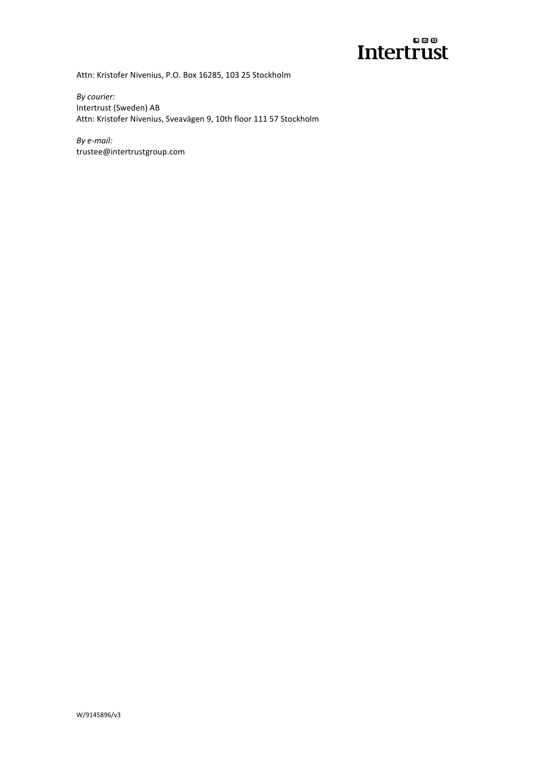Attn: Kristofer Nivenius, P.O. Box 16285, 103 25 Stockholm

*By courier:*
Intertrust (Sweden) AB
Attn: Kristofer Nivenius, Sveavägen 9, 10th floor 111 57 Stockholm

*By e-mail:*
trustee@intertrustgroup.com

W/9145896/v3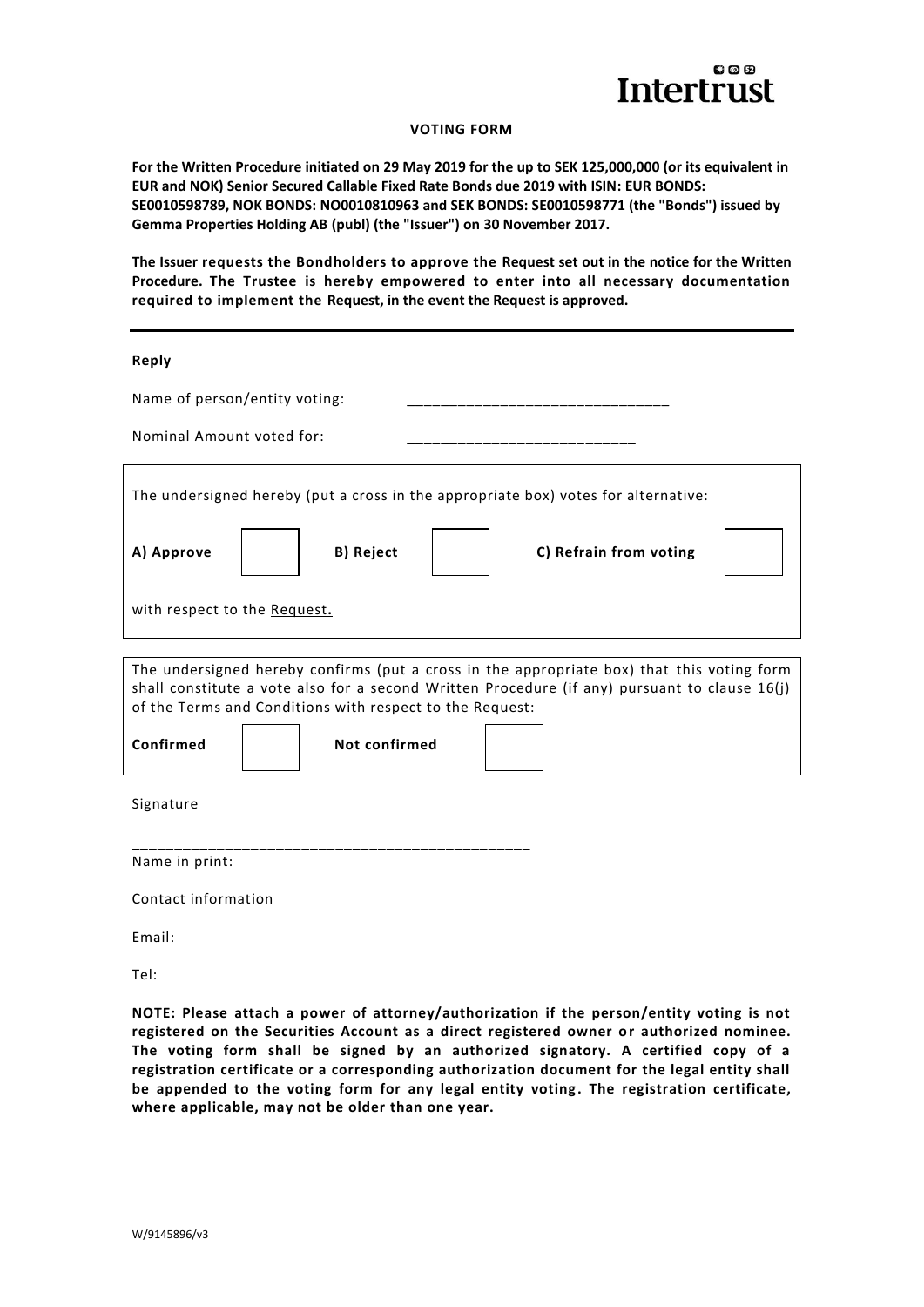**VOTING FORM**

**For the Written Procedure initiated on 29 May 2019 for the up to SEK 125,000,000 (or its equivalent in EUR and NOK) Senior Secured Callable Fixed Rate Bonds due 2019 with ISIN: EUR BONDS: SE0010598789, NOK BONDS: NO0010810963 and SEK BONDS: SE0010598771 (the "Bonds") issued by Gemma Properties Holding AB (publ) (the "Issuer") on 30 November 2017.**

**The Issuer requests the Bondholders to approve the Request set out in the notice for the Written Procedure. The Trustee is hereby empowered to enter into all necessary documentation required to implement the Request, in the event the Request is approved.**

---

**Reply**

Name of person/entity voting: ______________________________

Nominal Amount voted for: __________________________

The undersigned hereby (put a cross in the appropriate box) votes for alternative:

| **A) Approve** | ☐ | **B) Reject** | ☐ | **C) Refrain from voting** | ☐ |
|---|---|---|---|---|---|

with respect to the Request**.**

The undersigned hereby confirms (put a cross in the appropriate box) that this voting form shall constitute a vote also for a second Written Procedure (if any) pursuant to clause 16(j) of the Terms and Conditions with respect to the Request:

| **Confirmed** | ☐ | **Not confirmed** | ☐ |
|---|---|---|---|

Signature

_______________________________________________

Name in print:

Contact information

Email:

Tel:

**NOTE: Please attach a power of attorney/authorization if the person/entity voting is not registered on the Securities Account as a direct registered owner or authorized nominee. The voting form shall be signed by an authorized signatory. A certified copy of a registration certificate or a corresponding authorization document for the legal entity shall be appended to the voting form for any legal entity voting. The registration certificate, where applicable, may not be older than one year.**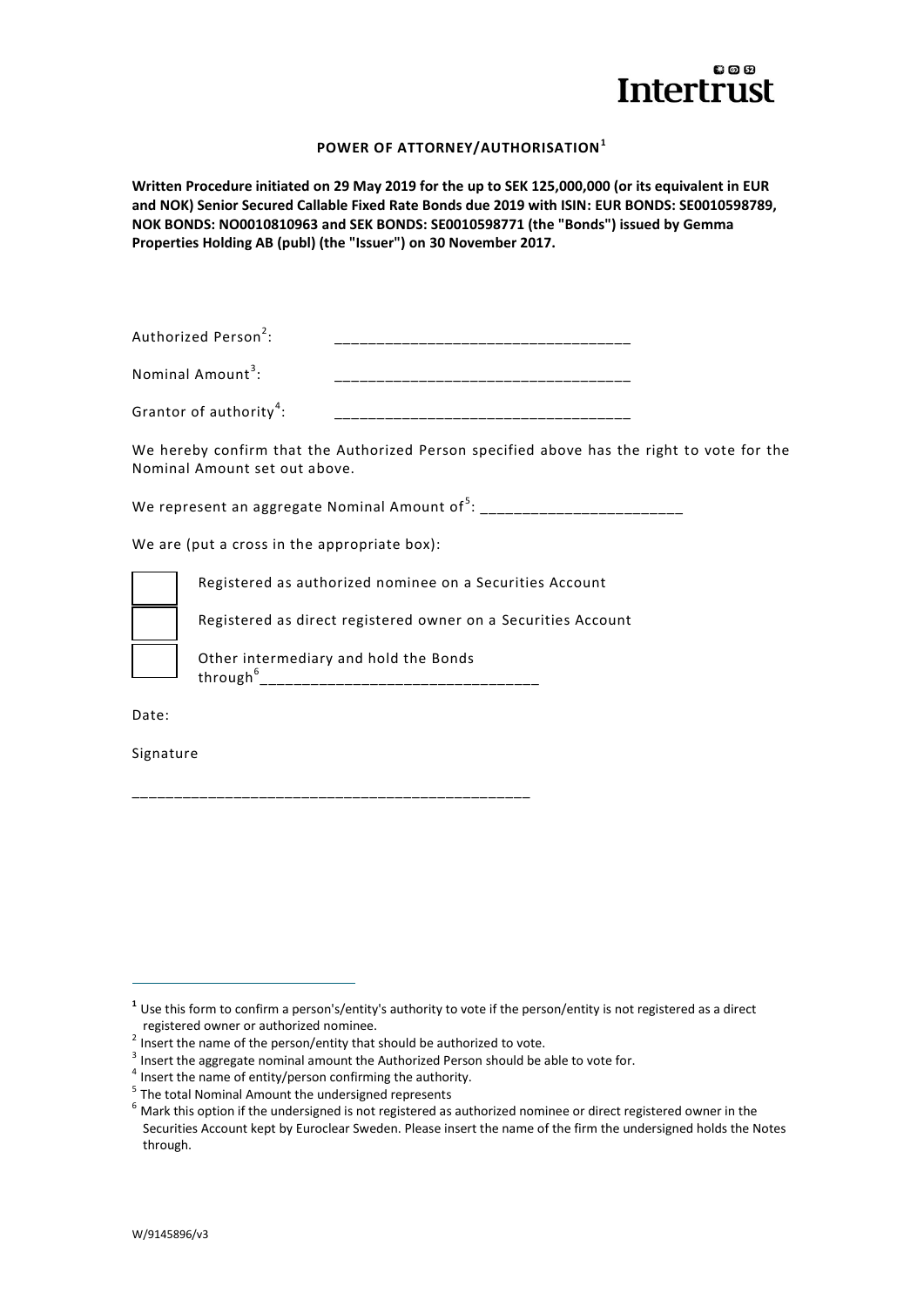## POWER OF ATTORNEY/AUTHORISATION[1]

**Written Procedure initiated on 29 May 2019 for the up to SEK 125,000,000 (or its equivalent in EUR and NOK) Senior Secured Callable Fixed Rate Bonds due 2019 with ISIN: EUR BONDS: SE0010598789, NOK BONDS: NO0010810963 and SEK BONDS: SE0010598771 (the "Bonds") issued by Gemma Properties Holding AB (publ) (the "Issuer") on 30 November 2017.**

Authorized Person[2]: ___________________________________

Nominal Amount[3]: ___________________________________

Grantor of authority[4]: ___________________________________

We hereby confirm that the Authorized Person specified above has the right to vote for the Nominal Amount set out above.

We represent an aggregate Nominal Amount of[5]: ________________________

We are (put a cross in the appropriate box):

☐ Registered as authorized nominee on a Securities Account

☐ Registered as direct registered owner on a Securities Account

☐ Other intermediary and hold the Bonds through[6]________________________________

Date:

Signature

_______________________________________________

---

[1] Use this form to confirm a person's/entity's authority to vote if the person/entity is not registered as a direct registered owner or authorized nominee.

[2] Insert the name of the person/entity that should be authorized to vote.

[3] Insert the aggregate nominal amount the Authorized Person should be able to vote for.

[4] Insert the name of entity/person confirming the authority.

[5] The total Nominal Amount the undersigned represents

[6] Mark this option if the undersigned is not registered as authorized nominee or direct registered owner in the Securities Account kept by Euroclear Sweden. Please insert the name of the firm the undersigned holds the Notes through.

W/9145896/v3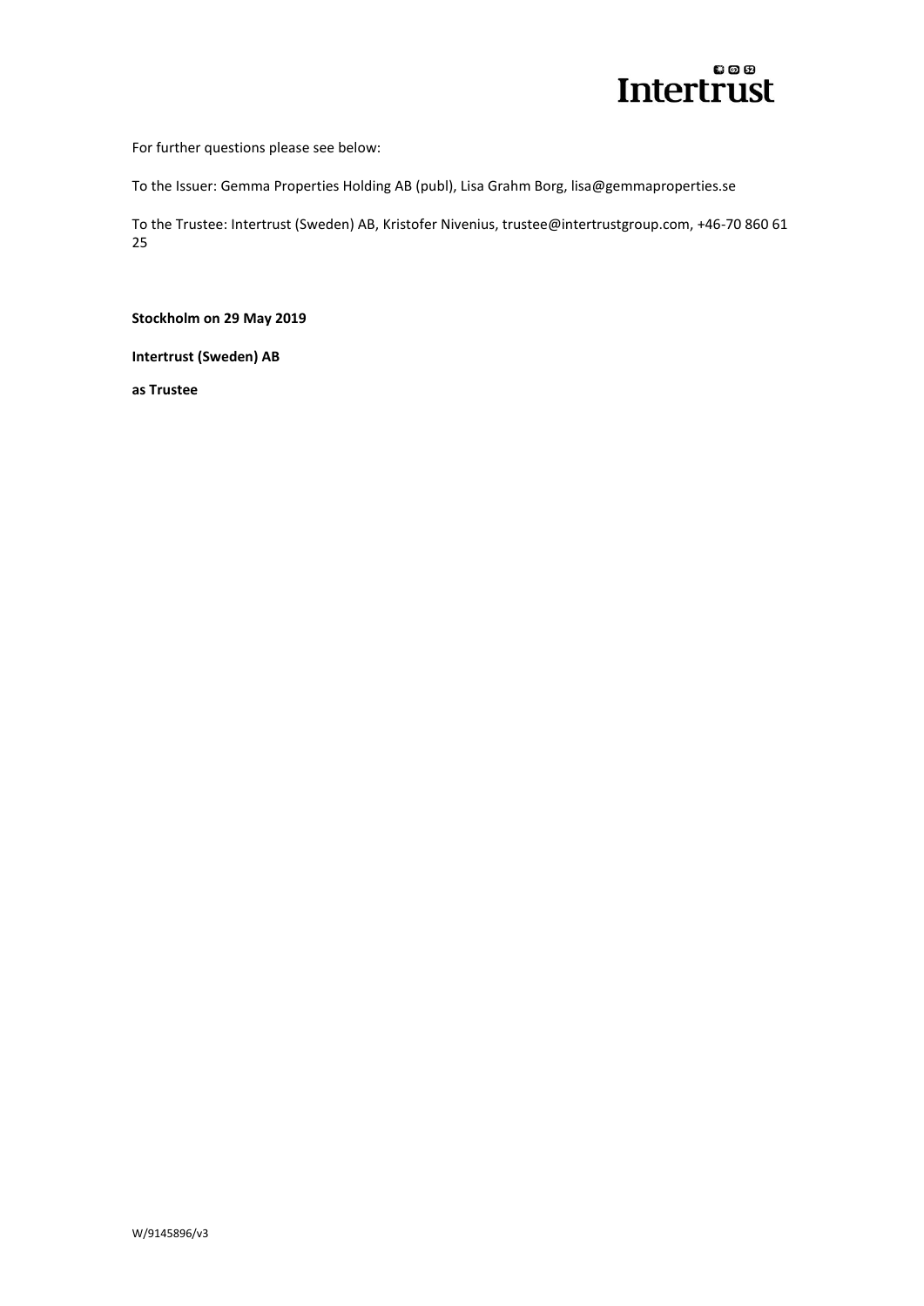For further questions please see below:

To the Issuer: Gemma Properties Holding AB (publ), Lisa Grahm Borg, lisa@gemmaproperties.se

To the Trustee: Intertrust (Sweden) AB, Kristofer Nivenius, trustee@intertrustgroup.com, +46-70 860 61 25

**Stockholm on 29 May 2019**

**Intertrust (Sweden) AB**

**as Trustee**

W/9145896/v3